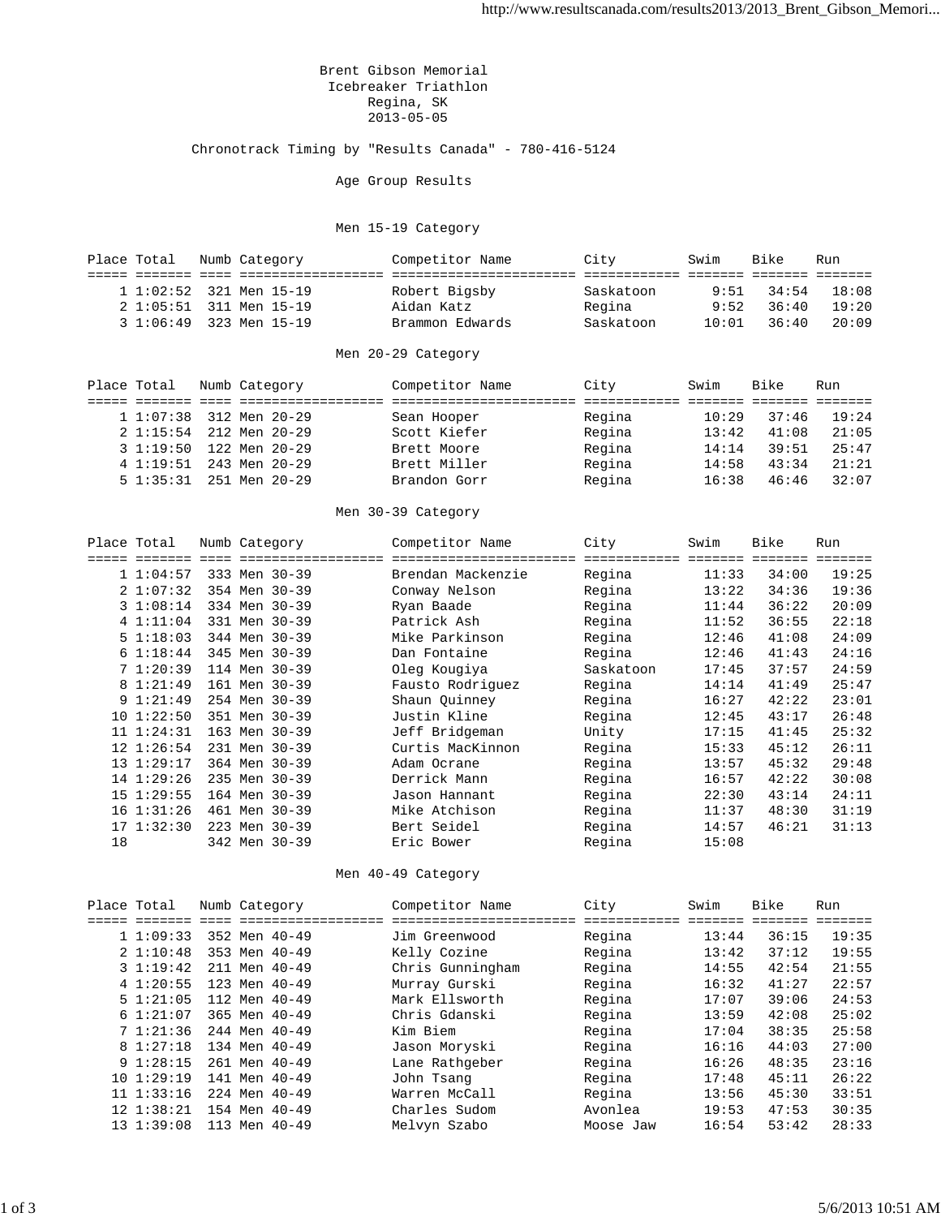# Brent Gibson Memorial
## Icebreaker Triathlon
### Regina, SK
### 2013-05-05

Chronotrack Timing by "Results Canada" - 780-416-5124

## Age Group Results

### Men 15-19 Category

| Place | Total | Numb | Category | Competitor Name | City | Swim | Bike | Run |
|---|---|---|---|---|---|---|---|---|
| 1 | 1:02:52 | 321 | Men 15-19 | Robert Bigsby | Saskatoon | 9:51 | 34:54 | 18:08 |
| 2 | 1:05:51 | 311 | Men 15-19 | Aidan Katz | Regina | 9:52 | 36:40 | 19:20 |
| 3 | 1:06:49 | 323 | Men 15-19 | Brammon Edwards | Saskatoon | 10:01 | 36:40 | 20:09 |

### Men 20-29 Category

| Place | Total | Numb | Category | Competitor Name | City | Swim | Bike | Run |
|---|---|---|---|---|---|---|---|---|
| 1 | 1:07:38 | 312 | Men 20-29 | Sean Hooper | Regina | 10:29 | 37:46 | 19:24 |
| 2 | 1:15:54 | 212 | Men 20-29 | Scott Kiefer | Regina | 13:42 | 41:08 | 21:05 |
| 3 | 1:19:50 | 122 | Men 20-29 | Brett Moore | Regina | 14:14 | 39:51 | 25:47 |
| 4 | 1:19:51 | 243 | Men 20-29 | Brett Miller | Regina | 14:58 | 43:34 | 21:21 |
| 5 | 1:35:31 | 251 | Men 20-29 | Brandon Gorr | Regina | 16:38 | 46:46 | 32:07 |

### Men 30-39 Category

| Place | Total | Numb | Category | Competitor Name | City | Swim | Bike | Run |
|---|---|---|---|---|---|---|---|---|
| 1 | 1:04:57 | 333 | Men 30-39 | Brendan Mackenzie | Regina | 11:33 | 34:00 | 19:25 |
| 2 | 1:07:32 | 354 | Men 30-39 | Conway Nelson | Regina | 13:22 | 34:36 | 19:36 |
| 3 | 1:08:14 | 334 | Men 30-39 | Ryan Baade | Regina | 11:44 | 36:22 | 20:09 |
| 4 | 1:11:04 | 331 | Men 30-39 | Patrick Ash | Regina | 11:52 | 36:55 | 22:18 |
| 5 | 1:18:03 | 344 | Men 30-39 | Mike Parkinson | Regina | 12:46 | 41:08 | 24:09 |
| 6 | 1:18:44 | 345 | Men 30-39 | Dan Fontaine | Regina | 12:46 | 41:43 | 24:16 |
| 7 | 1:20:39 | 114 | Men 30-39 | Oleg Kougiya | Saskatoon | 17:45 | 37:57 | 24:59 |
| 8 | 1:21:49 | 161 | Men 30-39 | Fausto Rodriguez | Regina | 14:14 | 41:49 | 25:47 |
| 9 | 1:21:49 | 254 | Men 30-39 | Shaun Quinney | Regina | 16:27 | 42:22 | 23:01 |
| 10 | 1:22:50 | 351 | Men 30-39 | Justin Kline | Regina | 12:45 | 43:17 | 26:48 |
| 11 | 1:24:31 | 163 | Men 30-39 | Jeff Bridgeman | Unity | 17:15 | 41:45 | 25:32 |
| 12 | 1:26:54 | 231 | Men 30-39 | Curtis MacKinnon | Regina | 15:33 | 45:12 | 26:11 |
| 13 | 1:29:17 | 364 | Men 30-39 | Adam Ocrane | Regina | 13:57 | 45:32 | 29:48 |
| 14 | 1:29:26 | 235 | Men 30-39 | Derrick Mann | Regina | 16:57 | 42:22 | 30:08 |
| 15 | 1:29:55 | 164 | Men 30-39 | Jason Hannant | Regina | 22:30 | 43:14 | 24:11 |
| 16 | 1:31:26 | 461 | Men 30-39 | Mike Atchison | Regina | 11:37 | 48:30 | 31:19 |
| 17 | 1:32:30 | 223 | Men 30-39 | Bert Seidel | Regina | 14:57 | 46:21 | 31:13 |
| 18 | | 342 | Men 30-39 | Eric Bower | Regina | 15:08 | | |

### Men 40-49 Category

| Place | Total | Numb | Category | Competitor Name | City | Swim | Bike | Run |
|---|---|---|---|---|---|---|---|---|
| 1 | 1:09:33 | 352 | Men 40-49 | Jim Greenwood | Regina | 13:44 | 36:15 | 19:35 |
| 2 | 1:10:48 | 353 | Men 40-49 | Kelly Cozine | Regina | 13:42 | 37:12 | 19:55 |
| 3 | 1:19:42 | 211 | Men 40-49 | Chris Gunningham | Regina | 14:55 | 42:54 | 21:55 |
| 4 | 1:20:55 | 123 | Men 40-49 | Murray Gurski | Regina | 16:32 | 41:27 | 22:57 |
| 5 | 1:21:05 | 112 | Men 40-49 | Mark Ellsworth | Regina | 17:07 | 39:06 | 24:53 |
| 6 | 1:21:07 | 365 | Men 40-49 | Chris Gdanski | Regina | 13:59 | 42:08 | 25:02 |
| 7 | 1:21:36 | 244 | Men 40-49 | Kim Biem | Regina | 17:04 | 38:35 | 25:58 |
| 8 | 1:27:18 | 134 | Men 40-49 | Jason Moryski | Regina | 16:16 | 44:03 | 27:00 |
| 9 | 1:28:15 | 261 | Men 40-49 | Lane Rathgeber | Regina | 16:26 | 48:35 | 23:16 |
| 10 | 1:29:19 | 141 | Men 40-49 | John Tsang | Regina | 17:48 | 45:11 | 26:22 |
| 11 | 1:33:16 | 224 | Men 40-49 | Warren McCall | Regina | 13:56 | 45:30 | 33:51 |
| 12 | 1:38:21 | 154 | Men 40-49 | Charles Sudom | Avonlea | 19:53 | 47:53 | 30:35 |
| 13 | 1:39:08 | 113 | Men 40-49 | Melvyn Szabo | Moose Jaw | 16:54 | 53:42 | 28:33 |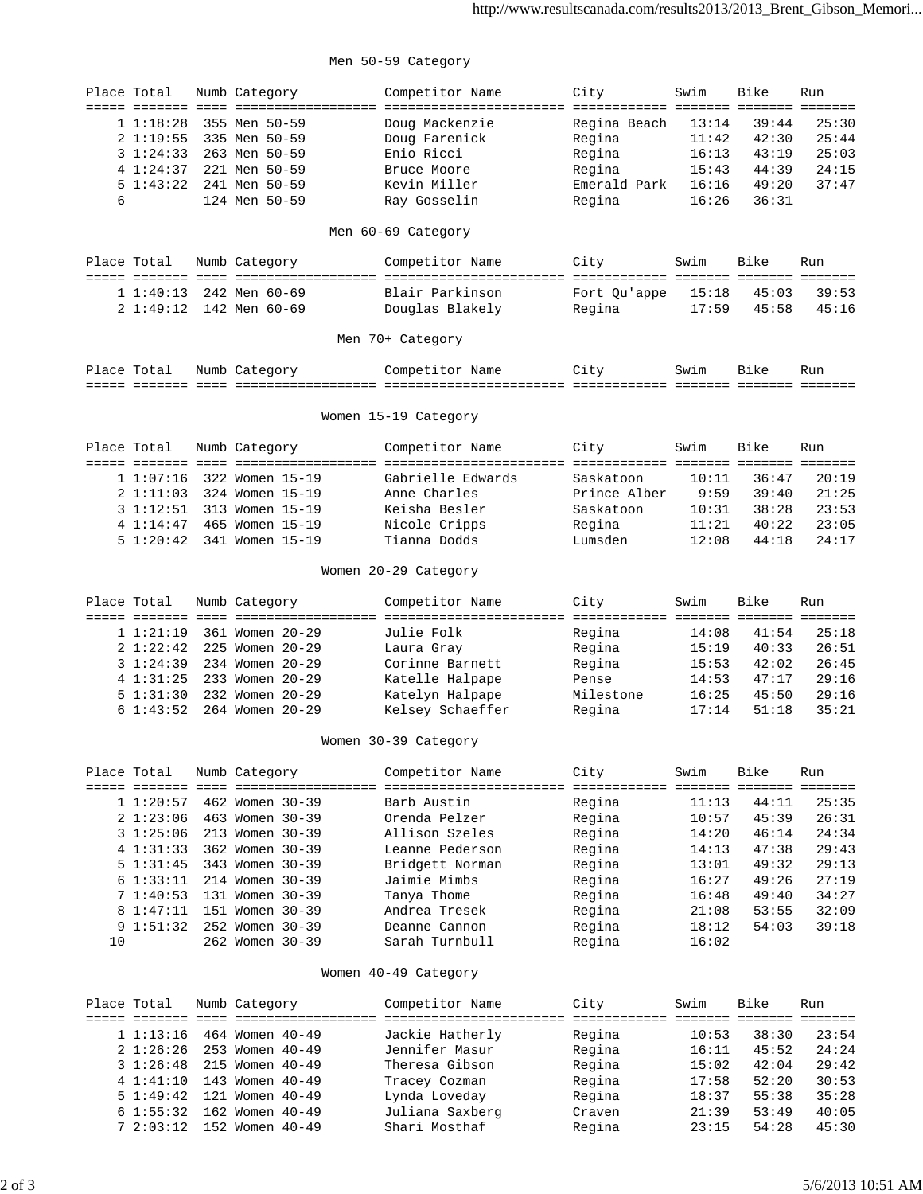## Men 50-59 Category

| Place | Total | Numb | Category | Competitor Name | City | Swim | Bike | Run |
|---|---|---|---|---|---|---|---|---|
| 1 | 1:18:28 | 355 | Men 50-59 | Doug Mackenzie | Regina Beach | 13:14 | 39:44 | 25:30 |
| 2 | 1:19:55 | 335 | Men 50-59 | Doug Farenick | Regina | 11:42 | 42:30 | 25:44 |
| 3 | 1:24:33 | 263 | Men 50-59 | Enio Ricci | Regina | 16:13 | 43:19 | 25:03 |
| 4 | 1:24:37 | 221 | Men 50-59 | Bruce Moore | Regina | 15:43 | 44:39 | 24:15 |
| 5 | 1:43:22 | 241 | Men 50-59 | Kevin Miller | Emerald Park | 16:16 | 49:20 | 37:47 |
| 6 | | 124 | Men 50-59 | Ray Gosselin | Regina | 16:26 | 36:31 | |

## Men 60-69 Category

| Place | Total | Numb | Category | Competitor Name | City | Swim | Bike | Run |
|---|---|---|---|---|---|---|---|---|
| 1 | 1:40:13 | 242 | Men 60-69 | Blair Parkinson | Fort Qu'appe | 15:18 | 45:03 | 39:53 |
| 2 | 1:49:12 | 142 | Men 60-69 | Douglas Blakely | Regina | 17:59 | 45:58 | 45:16 |

## Men 70+ Category

| Place | Total | Numb | Category | Competitor Name | City | Swim | Bike | Run |
|---|---|---|---|---|---|---|---|---|

## Women 15-19 Category

| Place | Total | Numb | Category | Competitor Name | City | Swim | Bike | Run |
|---|---|---|---|---|---|---|---|---|
| 1 | 1:07:16 | 322 | Women 15-19 | Gabrielle Edwards | Saskatoon | 10:11 | 36:47 | 20:19 |
| 2 | 1:11:03 | 324 | Women 15-19 | Anne Charles | Prince Alber | 9:59 | 39:40 | 21:25 |
| 3 | 1:12:51 | 313 | Women 15-19 | Keisha Besler | Saskatoon | 10:31 | 38:28 | 23:53 |
| 4 | 1:14:47 | 465 | Women 15-19 | Nicole Cripps | Regina | 11:21 | 40:22 | 23:05 |
| 5 | 1:20:42 | 341 | Women 15-19 | Tianna Dodds | Lumsden | 12:08 | 44:18 | 24:17 |

## Women 20-29 Category

| Place | Total | Numb | Category | Competitor Name | City | Swim | Bike | Run |
|---|---|---|---|---|---|---|---|---|
| 1 | 1:21:19 | 361 | Women 20-29 | Julie Folk | Regina | 14:08 | 41:54 | 25:18 |
| 2 | 1:22:42 | 225 | Women 20-29 | Laura Gray | Regina | 15:19 | 40:33 | 26:51 |
| 3 | 1:24:39 | 234 | Women 20-29 | Corinne Barnett | Regina | 15:53 | 42:02 | 26:45 |
| 4 | 1:31:25 | 233 | Women 20-29 | Katelle Halpape | Pense | 14:53 | 47:17 | 29:16 |
| 5 | 1:31:30 | 232 | Women 20-29 | Katelyn Halpape | Milestone | 16:25 | 45:50 | 29:16 |
| 6 | 1:43:52 | 264 | Women 20-29 | Kelsey Schaeffer | Regina | 17:14 | 51:18 | 35:21 |

## Women 30-39 Category

| Place | Total | Numb | Category | Competitor Name | City | Swim | Bike | Run |
|---|---|---|---|---|---|---|---|---|
| 1 | 1:20:57 | 462 | Women 30-39 | Barb Austin | Regina | 11:13 | 44:11 | 25:35 |
| 2 | 1:23:06 | 463 | Women 30-39 | Orenda Pelzer | Regina | 10:57 | 45:39 | 26:31 |
| 3 | 1:25:06 | 213 | Women 30-39 | Allison Szeles | Regina | 14:20 | 46:14 | 24:34 |
| 4 | 1:31:33 | 362 | Women 30-39 | Leanne Pederson | Regina | 14:13 | 47:38 | 29:43 |
| 5 | 1:31:45 | 343 | Women 30-39 | Bridgett Norman | Regina | 13:01 | 49:32 | 29:13 |
| 6 | 1:33:11 | 214 | Women 30-39 | Jaimie Mimbs | Regina | 16:27 | 49:26 | 27:19 |
| 7 | 1:40:53 | 131 | Women 30-39 | Tanya Thome | Regina | 16:48 | 49:40 | 34:27 |
| 8 | 1:47:11 | 151 | Women 30-39 | Andrea Tresek | Regina | 21:08 | 53:55 | 32:09 |
| 9 | 1:51:32 | 252 | Women 30-39 | Deanne Cannon | Regina | 18:12 | 54:03 | 39:18 |
| 10 | | 262 | Women 30-39 | Sarah Turnbull | Regina | 16:02 | | |

## Women 40-49 Category

| Place | Total | Numb | Category | Competitor Name | City | Swim | Bike | Run |
|---|---|---|---|---|---|---|---|---|
| 1 | 1:13:16 | 464 | Women 40-49 | Jackie Hatherly | Regina | 10:53 | 38:30 | 23:54 |
| 2 | 1:26:26 | 253 | Women 40-49 | Jennifer Masur | Regina | 16:11 | 45:52 | 24:24 |
| 3 | 1:26:48 | 215 | Women 40-49 | Theresa Gibson | Regina | 15:02 | 42:04 | 29:42 |
| 4 | 1:41:10 | 143 | Women 40-49 | Tracey Cozman | Regina | 17:58 | 52:20 | 30:53 |
| 5 | 1:49:42 | 121 | Women 40-49 | Lynda Loveday | Regina | 18:37 | 55:38 | 35:28 |
| 6 | 1:55:32 | 162 | Women 40-49 | Juliana Saxberg | Craven | 21:39 | 53:49 | 40:05 |
| 7 | 2:03:12 | 152 | Women 40-49 | Shari Mosthaf | Regina | 23:15 | 54:28 | 45:30 |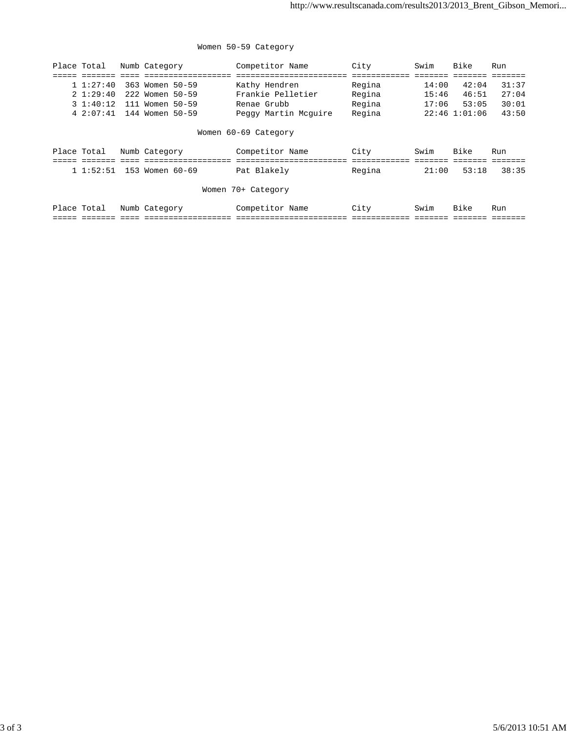## Women 50-59 Category

| Place | Total | Numb | Category | Competitor Name | City | Swim | Bike | Run |
|---|---|---|---|---|---|---|---|---|
| 1 | 1:27:40 | 363 | Women 50-59 | Kathy Hendren | Regina | 14:00 | 42:04 | 31:37 |
| 2 | 1:29:40 | 222 | Women 50-59 | Frankie Pelletier | Regina | 15:46 | 46:51 | 27:04 |
| 3 | 1:40:12 | 111 | Women 50-59 | Renae Grubb | Regina | 17:06 | 53:05 | 30:01 |
| 4 | 2:07:41 | 144 | Women 50-59 | Peggy Martin Mcguire | Regina | 22:46 | 1:01:06 | 43:50 |

## Women 60-69 Category

| Place | Total | Numb | Category | Competitor Name | City | Swim | Bike | Run |
|---|---|---|---|---|---|---|---|---|
| 1 | 1:52:51 | 153 | Women 60-69 | Pat Blakely | Regina | 21:00 | 53:18 | 38:35 |

## Women 70+ Category

| Place | Total | Numb | Category | Competitor Name | City | Swim | Bike | Run |
|---|---|---|---|---|---|---|---|---|